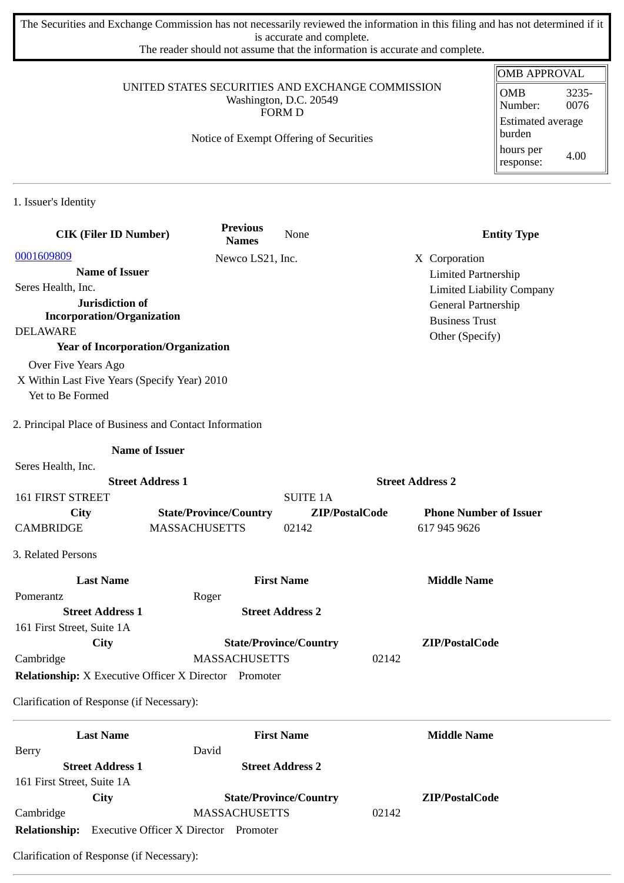The Securities and Exchange Commission has not necessarily reviewed the information in this filing and has not determined if it is accurate and complete.
The reader should not assume that the information is accurate and complete.

| OMB APPROVAL | |
|---|---|
| OMB Number: | 3235-0076 |
| Estimated average burden | |
| hours per response: | 4.00 |

UNITED STATES SECURITIES AND EXCHANGE COMMISSION
Washington, D.C. 20549
FORM D

Notice of Exempt Offering of Securities

## 1. Issuer's Identity

| CIK (Filer ID Number) | Previous Names | None | Entity Type |
|---|---|---|---|
| 0001609809 | Newco LS21, Inc. | | X Corporation |
| **Name of Issuer** | | | Limited Partnership |
| Seres Health, Inc. | | | Limited Liability Company |
| **Jurisdiction of Incorporation/Organization** | | | General Partnership |
| DELAWARE | | | Business Trust |
| **Year of Incorporation/Organization** | | | Other (Specify) |
| Over Five Years Ago | | | |
| X Within Last Five Years (Specify Year) 2010 | | | |
| Yet to Be Formed | | | |

## 2. Principal Place of Business and Contact Information

| Name of Issuer | | | |
|---|---|---|---|
| Seres Health, Inc. | | | |
| **Street Address 1** | | **Street Address 2** | |
| 161 FIRST STREET | | SUITE 1A | |
| **City** | **State/Province/Country** | **ZIP/PostalCode** | **Phone Number of Issuer** |
| CAMBRIDGE | MASSACHUSETTS | 02142 | 617 945 9626 |

## 3. Related Persons

| Last Name | First Name | Middle Name |
|---|---|---|
| Pomerantz | Roger | |
| **Street Address 1** | **Street Address 2** | |
| 161 First Street, Suite 1A | | |
| **City** | **State/Province/Country** | **ZIP/PostalCode** |
| Cambridge | MASSACHUSETTS | 02142 |

**Relationship:** X Executive Officer X Director Promoter

Clarification of Response (if Necessary):

---

| Last Name | First Name | Middle Name |
|---|---|---|
| Berry | David | |
| **Street Address 1** | **Street Address 2** | |
| 161 First Street, Suite 1A | | |
| **City** | **State/Province/Country** | **ZIP/PostalCode** |
| Cambridge | MASSACHUSETTS | 02142 |

**Relationship:** Executive Officer X Director Promoter

Clarification of Response (if Necessary):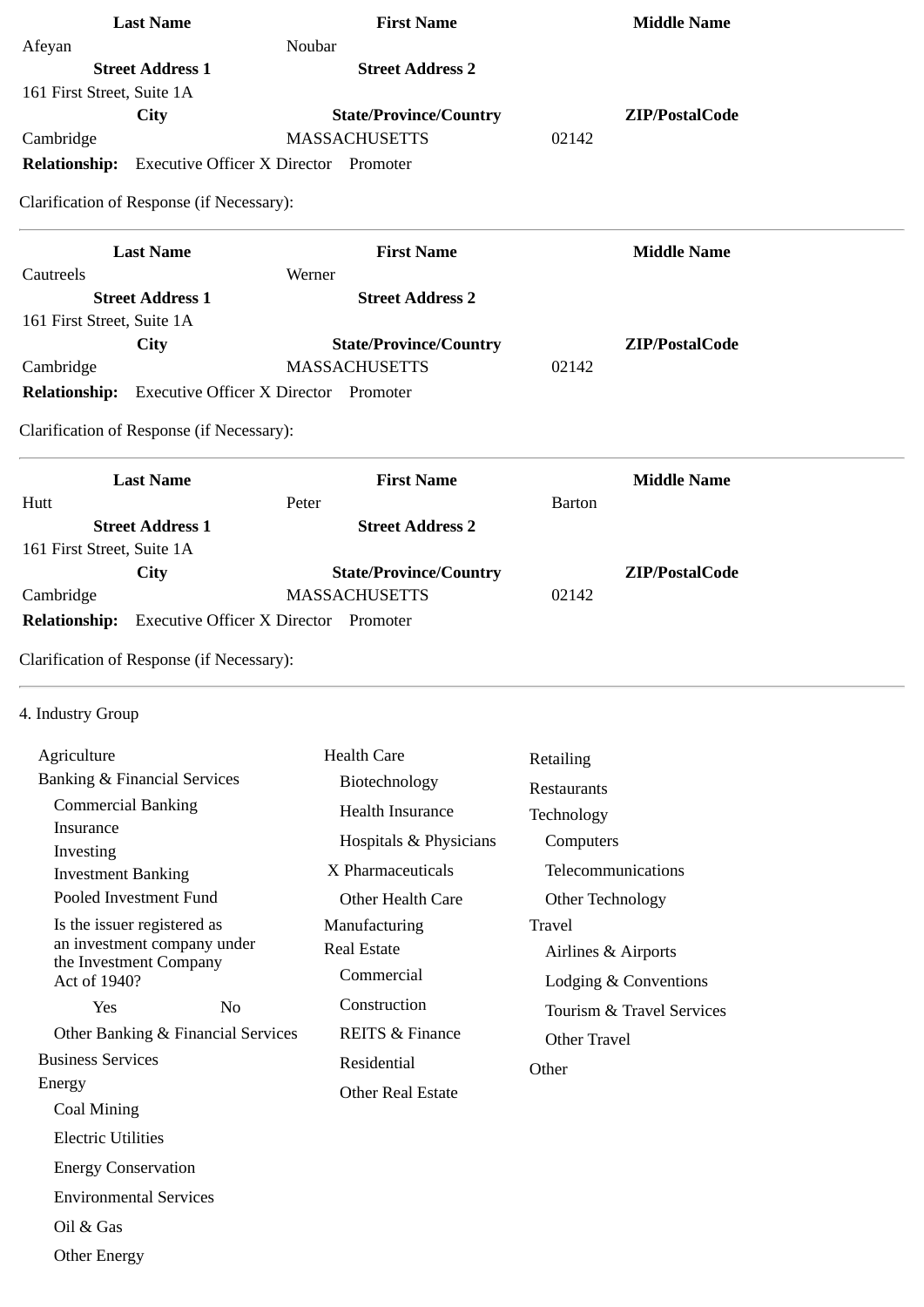| Last Name | First Name | Middle Name |
|---|---|---|
| Afeyan | Noubar | |
| **Street Address 1** | **Street Address 2** | |
| 161 First Street, Suite 1A | | |
| **City** | **State/Province/Country** | **ZIP/PostalCode** |
| Cambridge | MASSACHUSETTS | 02142 |

**Relationship:** Executive Officer X Director Promoter

Clarification of Response (if Necessary):

---

| Last Name | First Name | Middle Name |
|---|---|---|
| Cautreels | Werner | |
| **Street Address 1** | **Street Address 2** | |
| 161 First Street, Suite 1A | | |
| **City** | **State/Province/Country** | **ZIP/PostalCode** |
| Cambridge | MASSACHUSETTS | 02142 |

**Relationship:** Executive Officer X Director Promoter

Clarification of Response (if Necessary):

---

| Last Name | First Name | Middle Name |
|---|---|---|
| Hutt | Peter | Barton |
| **Street Address 1** | **Street Address 2** | |
| 161 First Street, Suite 1A | | |
| **City** | **State/Province/Country** | **ZIP/PostalCode** |
| Cambridge | MASSACHUSETTS | 02142 |

**Relationship:** Executive Officer X Director Promoter

Clarification of Response (if Necessary):

---

4. Industry Group

- Agriculture
- Banking & Financial Services
  - Commercial Banking
  - Insurance
  - Investing
  - Investment Banking
  - Pooled Investment Fund
  - Is the issuer registered as an investment company under the Investment Company Act of 1940?
    - Yes No
  - Other Banking & Financial Services
- Business Services
- Energy
  - Coal Mining
  - Electric Utilities
  - Energy Conservation
  - Environmental Services
  - Oil & Gas
  - Other Energy
- Health Care
  - Biotechnology
  - Health Insurance
  - Hospitals & Physicians
  - X Pharmaceuticals
  - Other Health Care
- Manufacturing
- Real Estate
  - Commercial
  - Construction
  - REITS & Finance
  - Residential
  - Other Real Estate
- Retailing
- Restaurants
- Technology
  - Computers
  - Telecommunications
  - Other Technology
- Travel
  - Airlines & Airports
  - Lodging & Conventions
  - Tourism & Travel Services
  - Other Travel
- Other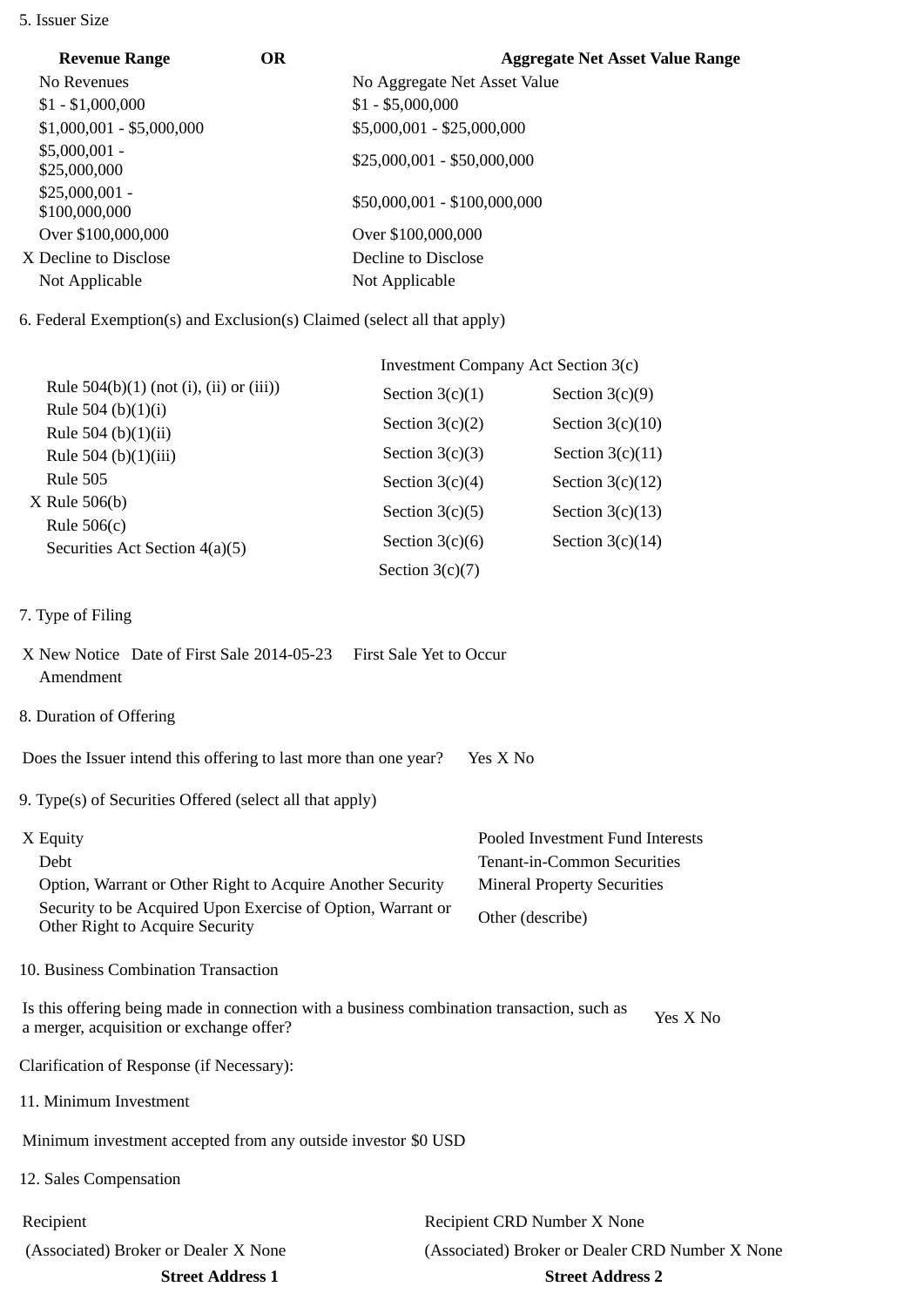5. Issuer Size

| Revenue Range | OR | Aggregate Net Asset Value Range |
|---|---|---|
| No Revenues | | No Aggregate Net Asset Value |
| $1 - $1,000,000 | | $1 - $5,000,000 |
| $1,000,001 - $5,000,000 | | $5,000,001 - $25,000,000 |
| $5,000,001 - $25,000,000 | | $25,000,001 - $50,000,000 |
| $25,000,001 - $100,000,000 | | $50,000,001 - $100,000,000 |
| Over $100,000,000 | | Over $100,000,000 |
| X Decline to Disclose | | Decline to Disclose |
| Not Applicable | | Not Applicable |

6. Federal Exemption(s) and Exclusion(s) Claimed (select all that apply)

| | Investment Company Act Section 3(c) | |
|---|---|---|
| Rule 504(b)(1) (not (i), (ii) or (iii)) | Section 3(c)(1) | Section 3(c)(9) |
| Rule 504 (b)(1)(i) | Section 3(c)(2) | Section 3(c)(10) |
| Rule 504 (b)(1)(ii) | Section 3(c)(3) | Section 3(c)(11) |
| Rule 504 (b)(1)(iii) | Section 3(c)(4) | Section 3(c)(12) |
| Rule 505 | Section 3(c)(5) | Section 3(c)(13) |
| X Rule 506(b) | Section 3(c)(6) | Section 3(c)(14) |
| Rule 506(c) | Section 3(c)(7) | |
| Securities Act Section 4(a)(5) | | |

7. Type of Filing

X New Notice Date of First Sale 2014-05-23 First Sale Yet to Occur
Amendment

8. Duration of Offering

Does the Issuer intend this offering to last more than one year? Yes X No

9. Type(s) of Securities Offered (select all that apply)

| | |
|---|---|
| X Equity | Pooled Investment Fund Interests |
| Debt | Tenant-in-Common Securities |
| Option, Warrant or Other Right to Acquire Another Security | Mineral Property Securities |
| Security to be Acquired Upon Exercise of Option, Warrant or Other Right to Acquire Security | Other (describe) |

10. Business Combination Transaction

Is this offering being made in connection with a business combination transaction, such as a merger, acquisition or exchange offer? Yes X No

Clarification of Response (if Necessary):

11. Minimum Investment

Minimum investment accepted from any outside investor $0 USD

12. Sales Compensation

| | |
|---|---|
| Recipient | Recipient CRD Number X None |
| (Associated) Broker or Dealer X None | (Associated) Broker or Dealer CRD Number X None |
| **Street Address 1** | **Street Address 2** |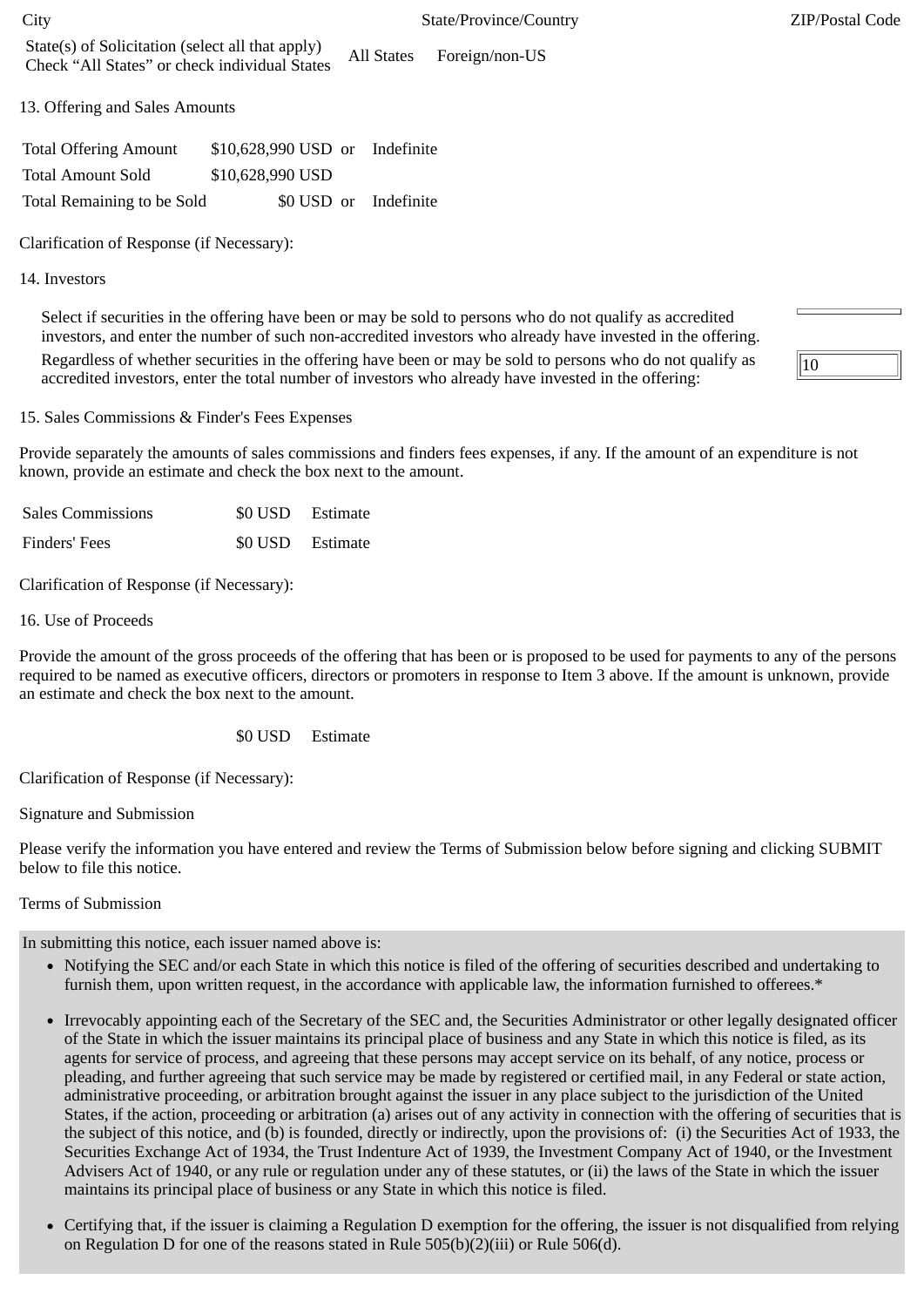| City | State/Province/Country | ZIP/Postal Code |
|---|---|---|

State(s) of Solicitation (select all that apply)
Check “All States” or check individual States | All States | Foreign/non-US

13. Offering and Sales Amounts

| | | | |
|---|---|---|---|
| Total Offering Amount | $10,628,990 USD | or | Indefinite |
| Total Amount Sold | $10,628,990 USD | | |
| Total Remaining to be Sold | $0 USD | or | Indefinite |

Clarification of Response (if Necessary):

14. Investors

Select if securities in the offering have been or may be sold to persons who do not qualify as accredited investors, and enter the number of such non-accredited investors who already have invested in the offering.

Regardless of whether securities in the offering have been or may be sold to persons who do not qualify as accredited investors, enter the total number of investors who already have invested in the offering: 10

15. Sales Commissions & Finder's Fees Expenses

Provide separately the amounts of sales commissions and finders fees expenses, if any. If the amount of an expenditure is not known, provide an estimate and check the box next to the amount.

| | | |
|---|---|---|
| Sales Commissions | $0 USD | Estimate |
| Finders' Fees | $0 USD | Estimate |

Clarification of Response (if Necessary):

16. Use of Proceeds

Provide the amount of the gross proceeds of the offering that has been or is proposed to be used for payments to any of the persons required to be named as executive officers, directors or promoters in response to Item 3 above. If the amount is unknown, provide an estimate and check the box next to the amount.

$0 USD Estimate

Clarification of Response (if Necessary):

Signature and Submission

Please verify the information you have entered and review the Terms of Submission below before signing and clicking SUBMIT below to file this notice.

Terms of Submission

In submitting this notice, each issuer named above is:

- Notifying the SEC and/or each State in which this notice is filed of the offering of securities described and undertaking to furnish them, upon written request, in the accordance with applicable law, the information furnished to offerees.*
- Irrevocably appointing each of the Secretary of the SEC and, the Securities Administrator or other legally designated officer of the State in which the issuer maintains its principal place of business and any State in which this notice is filed, as its agents for service of process, and agreeing that these persons may accept service on its behalf, of any notice, process or pleading, and further agreeing that such service may be made by registered or certified mail, in any Federal or state action, administrative proceeding, or arbitration brought against the issuer in any place subject to the jurisdiction of the United States, if the action, proceeding or arbitration (a) arises out of any activity in connection with the offering of securities that is the subject of this notice, and (b) is founded, directly or indirectly, upon the provisions of: (i) the Securities Act of 1933, the Securities Exchange Act of 1934, the Trust Indenture Act of 1939, the Investment Company Act of 1940, or the Investment Advisers Act of 1940, or any rule or regulation under any of these statutes, or (ii) the laws of the State in which the issuer maintains its principal place of business or any State in which this notice is filed.
- Certifying that, if the issuer is claiming a Regulation D exemption for the offering, the issuer is not disqualified from relying on Regulation D for one of the reasons stated in Rule 505(b)(2)(iii) or Rule 506(d).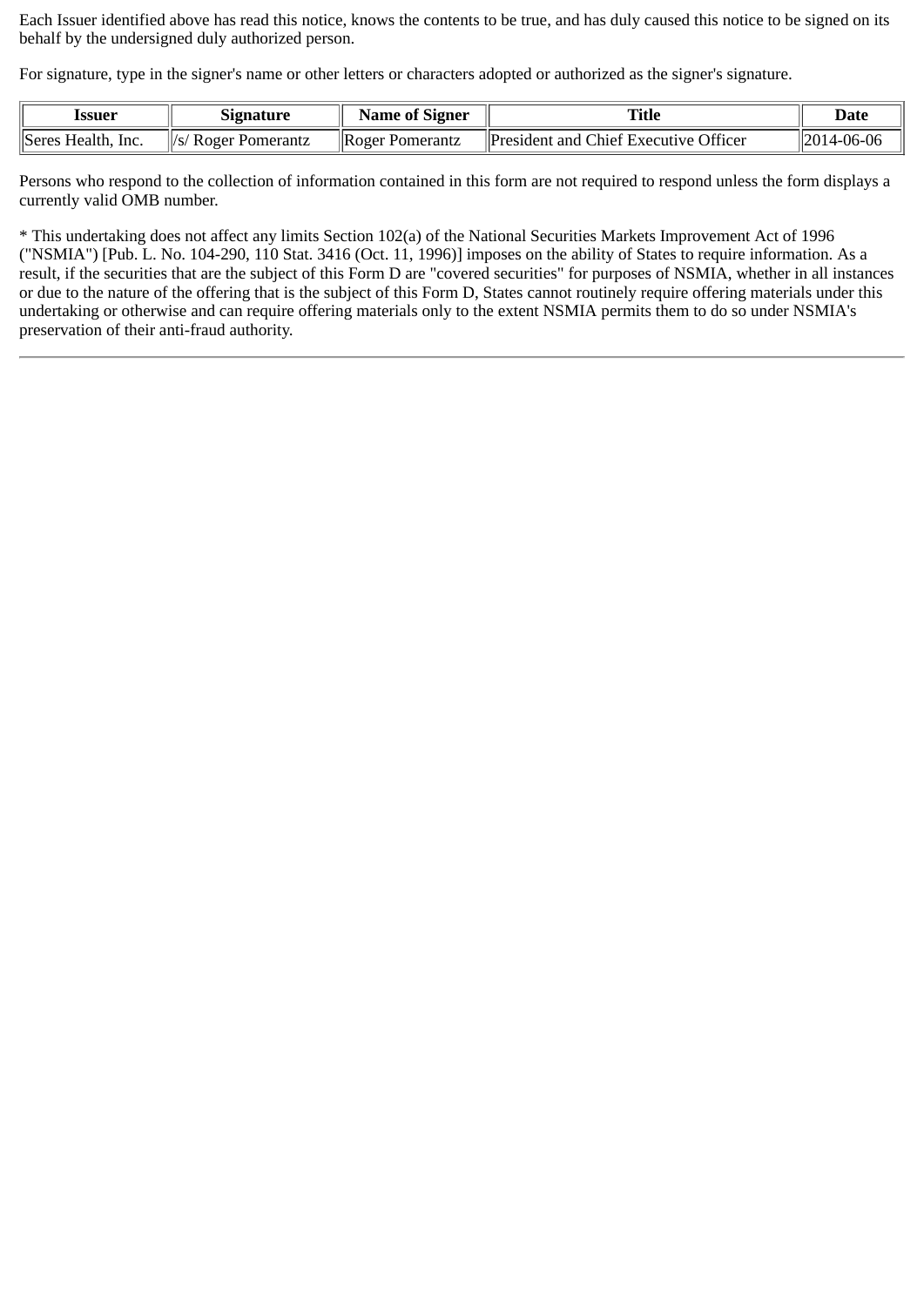Each Issuer identified above has read this notice, knows the contents to be true, and has duly caused this notice to be signed on its behalf by the undersigned duly authorized person.

For signature, type in the signer's name or other letters or characters adopted or authorized as the signer's signature.

| Issuer | Signature | Name of Signer | Title | Date |
| --- | --- | --- | --- | --- |
| Seres Health, Inc. | /s/ Roger Pomerantz | Roger Pomerantz | President and Chief Executive Officer | 2014-06-06 |

Persons who respond to the collection of information contained in this form are not required to respond unless the form displays a currently valid OMB number.

* This undertaking does not affect any limits Section 102(a) of the National Securities Markets Improvement Act of 1996 ("NSMIA") [Pub. L. No. 104-290, 110 Stat. 3416 (Oct. 11, 1996)] imposes on the ability of States to require information. As a result, if the securities that are the subject of this Form D are "covered securities" for purposes of NSMIA, whether in all instances or due to the nature of the offering that is the subject of this Form D, States cannot routinely require offering materials under this undertaking or otherwise and can require offering materials only to the extent NSMIA permits them to do so under NSMIA's preservation of their anti-fraud authority.